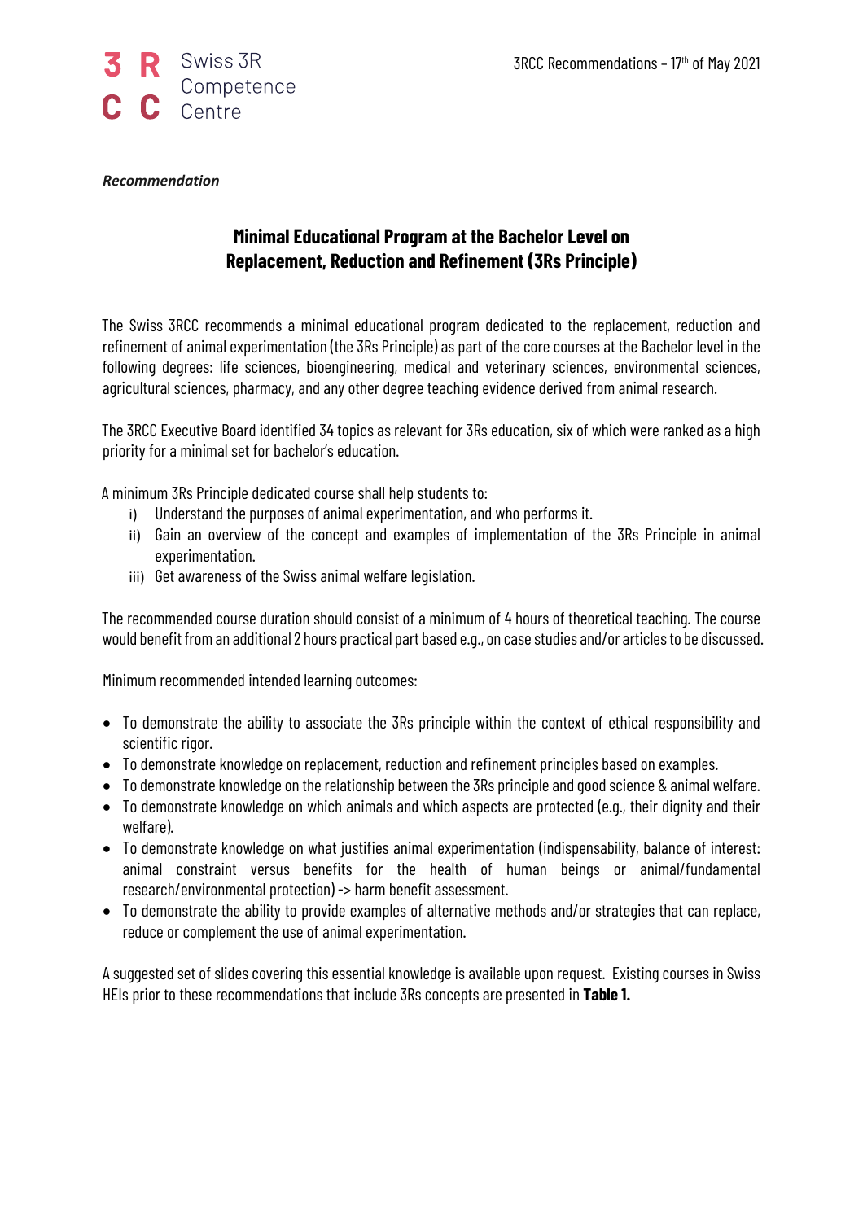*Recommendation*

# Minimal Educational Program at the Bachelor Level on Replacement, Reduction and Refinement (3Rs Principle)

The Swiss 3RCC recommends a minimal educational program dedicated to the replacement, reduction and refinement of animal experimentation (the 3Rs Principle) as part of the core courses at the Bachelor level in the following degrees: life sciences, bioengineering, medical and veterinary sciences, environmental sciences, agricultural sciences, pharmacy, and any other degree teaching evidence derived from animal research.

The 3RCC Executive Board identified 34 topics as relevant for 3Rs education, six of which were ranked as a high priority for a minimal set for bachelor's education.

A minimum 3Rs Principle dedicated course shall help students to:

i) Understand the purposes of animal experimentation, and who performs it.
ii) Gain an overview of the concept and examples of implementation of the 3Rs Principle in animal experimentation.
iii) Get awareness of the Swiss animal welfare legislation.

The recommended course duration should consist of a minimum of 4 hours of theoretical teaching. The course would benefit from an additional 2 hours practical part based e.g., on case studies and/or articles to be discussed.

Minimum recommended intended learning outcomes:

- To demonstrate the ability to associate the 3Rs principle within the context of ethical responsibility and scientific rigor.
- To demonstrate knowledge on replacement, reduction and refinement principles based on examples.
- To demonstrate knowledge on the relationship between the 3Rs principle and good science & animal welfare.
- To demonstrate knowledge on which animals and which aspects are protected (e.g., their dignity and their welfare).
- To demonstrate knowledge on what justifies animal experimentation (indispensability, balance of interest: animal constraint versus benefits for the health of human beings or animal/fundamental research/environmental protection) -> harm benefit assessment.
- To demonstrate the ability to provide examples of alternative methods and/or strategies that can replace, reduce or complement the use of animal experimentation.

A suggested set of slides covering this essential knowledge is available upon request. Existing courses in Swiss HEIs prior to these recommendations that include 3Rs concepts are presented in **Table 1.**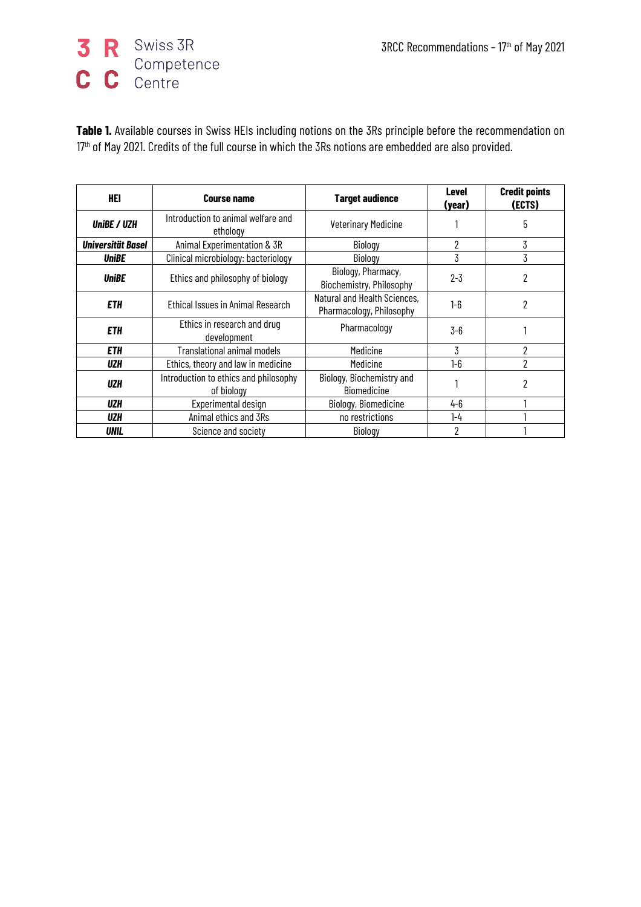**Table 1.** Available courses in Swiss HEIs including notions on the 3Rs principle before the recommendation on 17th of May 2021. Credits of the full course in which the 3Rs notions are embedded are also provided.

| HEI | Course name | Target audience | Level (year) | Credit points (ECTS) |
|---|---|---|---|---|
| ***UniBE / UZH*** | Introduction to animal welfare and ethology | Veterinary Medicine | 1 | 5 |
| ***Universität Basel*** | Animal Experimentation & 3R | Biology | 2 | 3 |
| ***UniBE*** | Clinical microbiology: bacteriology | Biology | 3 | 3 |
| ***UniBE*** | Ethics and philosophy of biology | Biology, Pharmacy, Biochemistry, Philosophy | 2-3 | 2 |
| ***ETH*** | Ethical Issues in Animal Research | Natural and Health Sciences, Pharmacology, Philosophy | 1-6 | 2 |
| ***ETH*** | Ethics in research and drug development | Pharmacology | 3-6 | 1 |
| ***ETH*** | Translational animal models | Medicine | 3 | 2 |
| ***UZH*** | Ethics, theory and law in medicine | Medicine | 1-6 | 2 |
| ***UZH*** | Introduction to ethics and philosophy of biology | Biology, Biochemistry and Biomedicine | 1 | 2 |
| ***UZH*** | Experimental design | Biology, Biomedicine | 4-6 | 1 |
| ***UZH*** | Animal ethics and 3Rs | no restrictions | 1-4 | 1 |
| ***UNIL*** | Science and society | Biology | 2 | 1 |